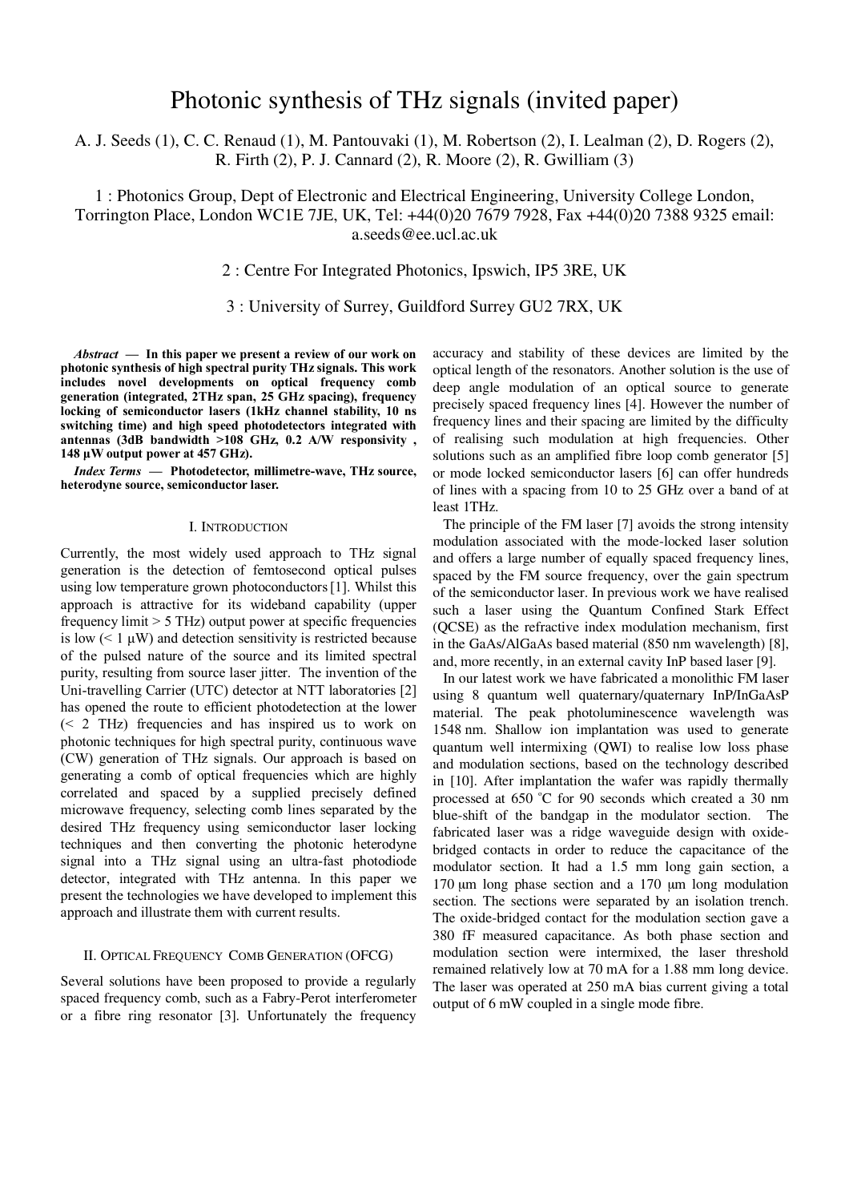# Photonic synthesis of THz signals (invited paper)

A. J. Seeds (1), C. C. Renaud (1), M. Pantouvaki (1), M. Robertson (2), I. Lealman (2), D. Rogers (2), R. Firth (2), P. J. Cannard (2), R. Moore (2), R. Gwilliam (3)

1 : Photonics Group, Dept of Electronic and Electrical Engineering, University College London, Torrington Place, London WC1E 7JE, UK, Tel: +44(0)20 7679 7928, Fax +44(0)20 7388 9325 email: a.seeds@ee.ucl.ac.uk

2 : Centre For Integrated Photonics, Ipswich, IP5 3RE, UK

3 : University of Surrey, Guildford Surrey GU2 7RX, UK

***Abstract* — In this paper we present a review of our work on photonic synthesis of high spectral purity THz signals. This work includes novel developments on optical frequency comb generation (integrated, 2THz span, 25 GHz spacing), frequency locking of semiconductor lasers (1kHz channel stability, 10 ns switching time) and high speed photodetectors integrated with antennas (3dB bandwidth >108 GHz, 0.2 A/W responsivity , 148 µW output power at 457 GHz).**

***Index Terms* — Photodetector, millimetre-wave, THz source, heterodyne source, semiconductor laser.**

## I. Introduction

Currently, the most widely used approach to THz signal generation is the detection of femtosecond optical pulses using low temperature grown photoconductors [1]. Whilst this approach is attractive for its wideband capability (upper frequency limit > 5 THz) output power at specific frequencies is low (< 1 µW) and detection sensitivity is restricted because of the pulsed nature of the source and its limited spectral purity, resulting from source laser jitter. The invention of the Uni-travelling Carrier (UTC) detector at NTT laboratories [2] has opened the route to efficient photodetection at the lower (< 2 THz) frequencies and has inspired us to work on photonic techniques for high spectral purity, continuous wave (CW) generation of THz signals. Our approach is based on generating a comb of optical frequencies which are highly correlated and spaced by a supplied precisely defined microwave frequency, selecting comb lines separated by the desired THz frequency using semiconductor laser locking techniques and then converting the photonic heterodyne signal into a THz signal using an ultra-fast photodiode detector, integrated with THz antenna. In this paper we present the technologies we have developed to implement this approach and illustrate them with current results.

## II. Optical Frequency Comb Generation (OFCG)

Several solutions have been proposed to provide a regularly spaced frequency comb, such as a Fabry-Perot interferometer or a fibre ring resonator [3]. Unfortunately the frequency accuracy and stability of these devices are limited by the optical length of the resonators. Another solution is the use of deep angle modulation of an optical source to generate precisely spaced frequency lines [4]. However the number of frequency lines and their spacing are limited by the difficulty of realising such modulation at high frequencies. Other solutions such as an amplified fibre loop comb generator [5] or mode locked semiconductor lasers [6] can offer hundreds of lines with a spacing from 10 to 25 GHz over a band of at least 1THz.

The principle of the FM laser [7] avoids the strong intensity modulation associated with the mode-locked laser solution and offers a large number of equally spaced frequency lines, spaced by the FM source frequency, over the gain spectrum of the semiconductor laser. In previous work we have realised such a laser using the Quantum Confined Stark Effect (QCSE) as the refractive index modulation mechanism, first in the GaAs/AlGaAs based material (850 nm wavelength) [8], and, more recently, in an external cavity InP based laser [9].

In our latest work we have fabricated a monolithic FM laser using 8 quantum well quaternary/quaternary InP/InGaAsP material. The peak photoluminescence wavelength was 1548 nm. Shallow ion implantation was used to generate quantum well intermixing (QWI) to realise low loss phase and modulation sections, based on the technology described in [10]. After implantation the wafer was rapidly thermally processed at 650 °C for 90 seconds which created a 30 nm blue-shift of the bandgap in the modulator section. The fabricated laser was a ridge waveguide design with oxide-bridged contacts in order to reduce the capacitance of the modulator section. It had a 1.5 mm long gain section, a 170 µm long phase section and a 170 µm long modulation section. The sections were separated by an isolation trench. The oxide-bridged contact for the modulation section gave a 380 fF measured capacitance. As both phase section and modulation section were intermixed, the laser threshold remained relatively low at 70 mA for a 1.88 mm long device. The laser was operated at 250 mA bias current giving a total output of 6 mW coupled in a single mode fibre.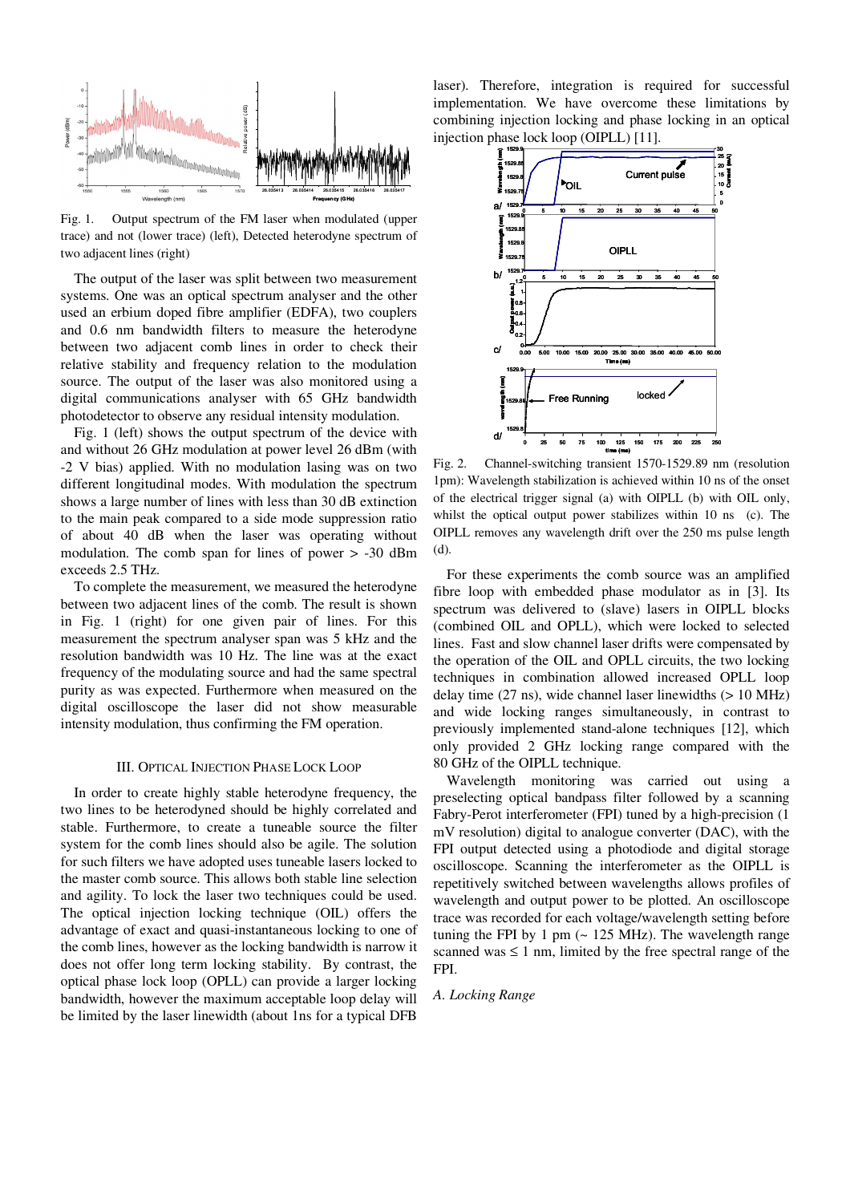Fig. 1. Output spectrum of the FM laser when modulated (upper trace) and not (lower trace) (left), Detected heterodyne spectrum of two adjacent lines (right)

The output of the laser was split between two measurement systems. One was an optical spectrum analyser and the other used an erbium doped fibre amplifier (EDFA), two couplers and 0.6 nm bandwidth filters to measure the heterodyne between two adjacent comb lines in order to check their relative stability and frequency relation to the modulation source. The output of the laser was also monitored using a digital communications analyser with 65 GHz bandwidth photodetector to observe any residual intensity modulation.

Fig. 1 (left) shows the output spectrum of the device with and without 26 GHz modulation at power level 26 dBm (with -2 V bias) applied. With no modulation lasing was on two different longitudinal modes. With modulation the spectrum shows a large number of lines with less than 30 dB extinction to the main peak compared to a side mode suppression ratio of about 40 dB when the laser was operating without modulation. The comb span for lines of power > -30 dBm exceeds 2.5 THz.

To complete the measurement, we measured the heterodyne between two adjacent lines of the comb. The result is shown in Fig. 1 (right) for one given pair of lines. For this measurement the spectrum analyser span was 5 kHz and the resolution bandwidth was 10 Hz. The line was at the exact frequency of the modulating source and had the same spectral purity as was expected. Furthermore when measured on the digital oscilloscope the laser did not show measurable intensity modulation, thus confirming the FM operation.

## III. Optical Injection Phase Lock Loop

In order to create highly stable heterodyne frequency, the two lines to be heterodyned should be highly correlated and stable. Furthermore, to create a tuneable source the filter system for the comb lines should also be agile. The solution for such filters we have adopted uses tuneable lasers locked to the master comb source. This allows both stable line selection and agility. To lock the laser two techniques could be used. The optical injection locking technique (OIL) offers the advantage of exact and quasi-instantaneous locking to one of the comb lines, however as the locking bandwidth is narrow it does not offer long term locking stability. By contrast, the optical phase lock loop (OPLL) can provide a larger locking bandwidth, however the maximum acceptable loop delay will be limited by the laser linewidth (about 1ns for a typical DFB laser). Therefore, integration is required for successful implementation. We have overcome these limitations by combining injection locking and phase locking in an optical injection phase lock loop (OIPLL) [11].

Fig. 2. Channel-switching transient 1570-1529.89 nm (resolution 1pm): Wavelength stabilization is achieved within 10 ns of the onset of the electrical trigger signal (a) with OIPLL (b) with OIL only, whilst the optical output power stabilizes within 10 ns (c). The OIPLL removes any wavelength drift over the 250 ms pulse length (d).

For these experiments the comb source was an amplified fibre loop with embedded phase modulator as in [3]. Its spectrum was delivered to (slave) lasers in OIPLL blocks (combined OIL and OPLL), which were locked to selected lines. Fast and slow channel laser drifts were compensated by the operation of the OIL and OPLL circuits, the two locking techniques in combination allowed increased OPLL loop delay time (27 ns), wide channel laser linewidths (> 10 MHz) and wide locking ranges simultaneously, in contrast to previously implemented stand-alone techniques [12], which only provided 2 GHz locking range compared with the 80 GHz of the OIPLL technique.

Wavelength monitoring was carried out using a preselecting optical bandpass filter followed by a scanning Fabry-Perot interferometer (FPI) tuned by a high-precision (1 mV resolution) digital to analogue converter (DAC), with the FPI output detected using a photodiode and digital storage oscilloscope. Scanning the interferometer as the OIPLL is repetitively switched between wavelengths allows profiles of wavelength and output power to be plotted. An oscilloscope trace was recorded for each voltage/wavelength setting before tuning the FPI by 1 pm (~ 125 MHz). The wavelength range scanned was ≤ 1 nm, limited by the free spectral range of the FPI.

### *A. Locking Range*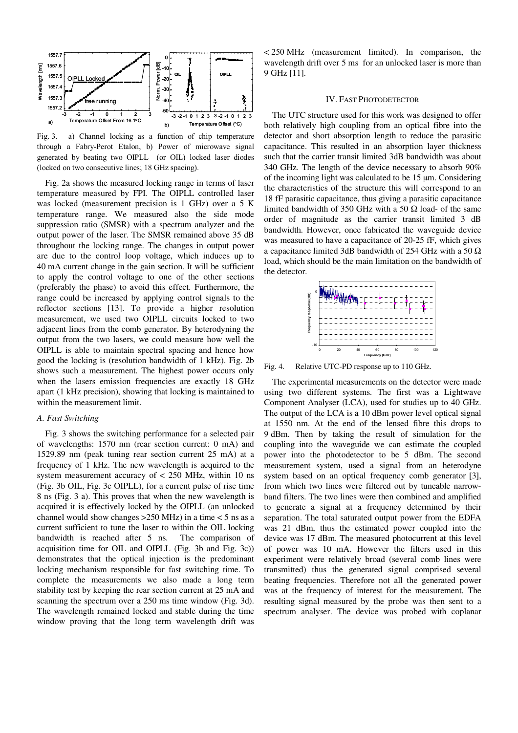Fig. 3. a) Channel locking as a function of chip temperature through a Fabry-Perot Etalon, b) Power of microwave signal generated by beating two OIPLL (or OIL) locked laser diodes (locked on two consecutive lines; 18 GHz spacing).

Fig. 2a shows the measured locking range in terms of laser temperature measured by FPI. The OIPLL controlled laser was locked (measurement precision is 1 GHz) over a 5 K temperature range. We measured also the side mode suppression ratio (SMSR) with a spectrum analyzer and the output power of the laser. The SMSR remained above 35 dB throughout the locking range. The changes in output power are due to the control loop voltage, which induces up to 40 mA current change in the gain section. It will be sufficient to apply the control voltage to one of the other sections (preferably the phase) to avoid this effect. Furthermore, the range could be increased by applying control signals to the reflector sections [13]. To provide a higher resolution measurement, we used two OIPLL circuits locked to two adjacent lines from the comb generator. By heterodyning the output from the two lasers, we could measure how well the OIPLL is able to maintain spectral spacing and hence how good the locking is (resolution bandwidth of 1 kHz). Fig. 2b shows such a measurement. The highest power occurs only when the lasers emission frequencies are exactly 18 GHz apart (1 kHz precision), showing that locking is maintained to within the measurement limit.

### *A. Fast Switching*

Fig. 3 shows the switching performance for a selected pair of wavelengths: 1570 nm (rear section current: 0 mA) and 1529.89 nm (peak tuning rear section current 25 mA) at a frequency of 1 kHz. The new wavelength is acquired to the system measurement accuracy of < 250 MHz, within 10 ns (Fig. 3b OIL, Fig. 3c OIPLL), for a current pulse of rise time 8 ns (Fig. 3 a). This proves that when the new wavelength is acquired it is effectively locked by the OIPLL (an unlocked channel would show changes >250 MHz) in a time < 5 ns as a current sufficient to tune the laser to within the OIL locking bandwidth is reached after 5 ns. The comparison of acquisition time for OIL and OIPLL (Fig. 3b and Fig. 3c)) demonstrates that the optical injection is the predominant locking mechanism responsible for fast switching time. To complete the measurements we also made a long term stability test by keeping the rear section current at 25 mA and scanning the spectrum over a 250 ms time window (Fig. 3d). The wavelength remained locked and stable during the time window proving that the long term wavelength drift was < 250 MHz (measurement limited). In comparison, the wavelength drift over 5 ms for an unlocked laser is more than 9 GHz [11].

## IV. Fast Photodetector

The UTC structure used for this work was designed to offer both relatively high coupling from an optical fibre into the detector and short absorption length to reduce the parasitic capacitance. This resulted in an absorption layer thickness such that the carrier transit limited 3dB bandwidth was about 340 GHz. The length of the device necessary to absorb 90% of the incoming light was calculated to be 15 µm. Considering the characteristics of the structure this will correspond to an 18 fF parasitic capacitance, thus giving a parasitic capacitance limited bandwidth of 350 GHz with a 50 Ω load- of the same order of magnitude as the carrier transit limited 3 dB bandwidth. However, once fabricated the waveguide device was measured to have a capacitance of 20-25 fF, which gives a capacitance limited 3dB bandwidth of 254 GHz with a 50 Ω load, which should be the main limitation on the bandwidth of the detector.

Fig. 4. Relative UTC-PD response up to 110 GHz.

The experimental measurements on the detector were made using two different systems. The first was a Lightwave Component Analyser (LCA), used for studies up to 40 GHz. The output of the LCA is a 10 dBm power level optical signal at 1550 nm. At the end of the lensed fibre this drops to 9 dBm. Then by taking the result of simulation for the coupling into the waveguide we can estimate the coupled power into the photodetector to be 5 dBm. The second measurement system, used a signal from an heterodyne system based on an optical frequency comb generator [3], from which two lines were filtered out by tuneable narrow-band filters. The two lines were then combined and amplified to generate a signal at a frequency determined by their separation. The total saturated output power from the EDFA was 21 dBm, thus the estimated power coupled into the device was 17 dBm. The measured photocurrent at this level of power was 10 mA. However the filters used in this experiment were relatively broad (several comb lines were transmitted) thus the generated signal comprised several beating frequencies. Therefore not all the generated power was at the frequency of interest for the measurement. The resulting signal measured by the probe was then sent to a spectrum analyser. The device was probed with coplanar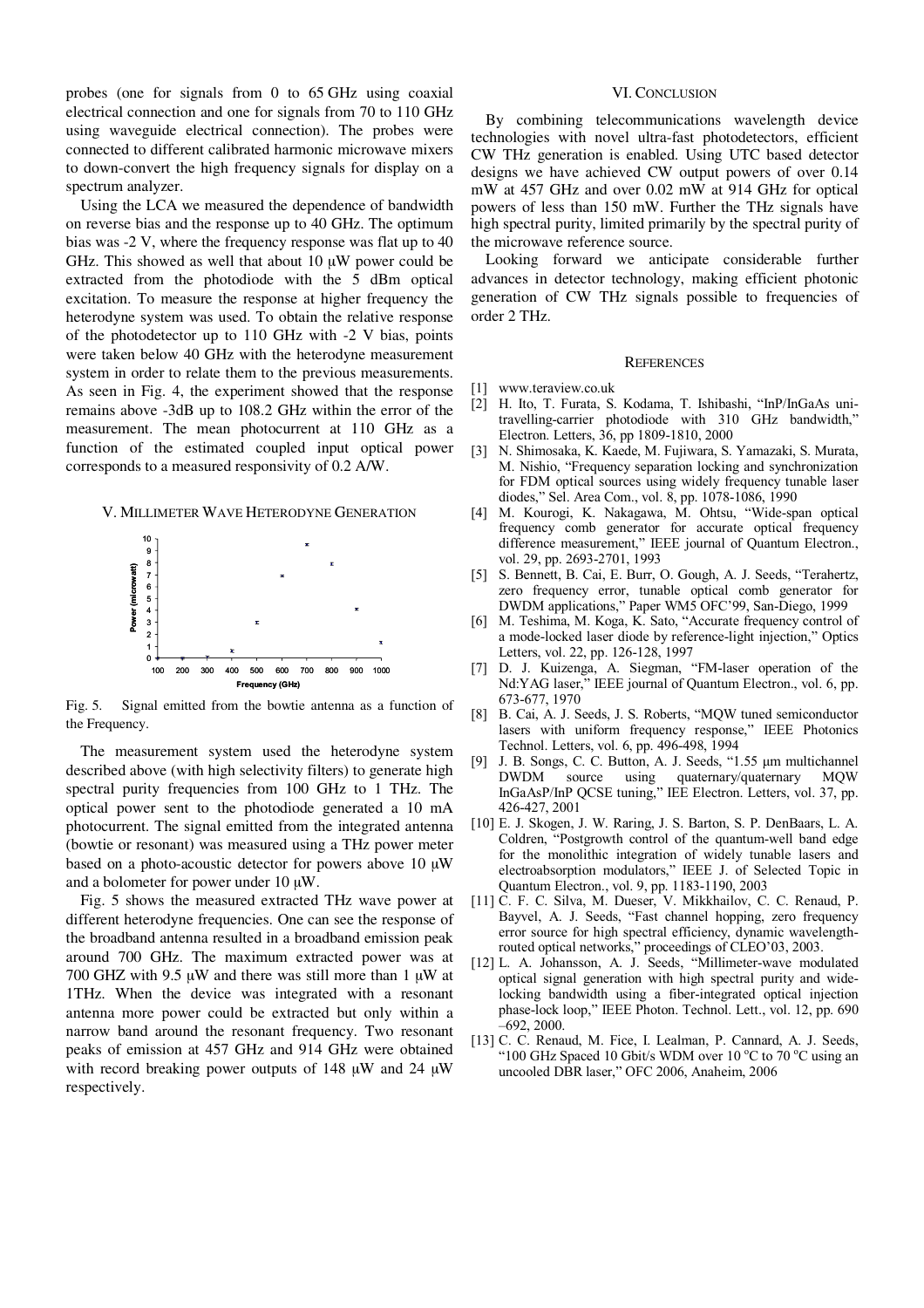probes (one for signals from 0 to 65 GHz using coaxial electrical connection and one for signals from 70 to 110 GHz using waveguide electrical connection). The probes were connected to different calibrated harmonic microwave mixers to down-convert the high frequency signals for display on a spectrum analyzer.

Using the LCA we measured the dependence of bandwidth on reverse bias and the response up to 40 GHz. The optimum bias was -2 V, where the frequency response was flat up to 40 GHz. This showed as well that about 10 µW power could be extracted from the photodiode with the 5 dBm optical excitation. To measure the response at higher frequency the heterodyne system was used. To obtain the relative response of the photodetector up to 110 GHz with -2 V bias, points were taken below 40 GHz with the heterodyne measurement system in order to relate them to the previous measurements. As seen in Fig. 4, the experiment showed that the response remains above -3dB up to 108.2 GHz within the error of the measurement. The mean photocurrent at 110 GHz as a function of the estimated coupled input optical power corresponds to a measured responsivity of 0.2 A/W.

## V. Millimeter Wave Heterodyne Generation

Power (microwatt)
0
1
2
3
4
5
6
7
8
9
10
Frequency (GHz)
100 200 300 400 500 600 700 800 900 1000

Fig. 5. Signal emitted from the bowtie antenna as a function of the Frequency.

The measurement system used the heterodyne system described above (with high selectivity filters) to generate high spectral purity frequencies from 100 GHz to 1 THz. The optical power sent to the photodiode generated a 10 mA photocurrent. The signal emitted from the integrated antenna (bowtie or resonant) was measured using a THz power meter based on a photo-acoustic detector for powers above 10 µW and a bolometer for power under 10 µW.

Fig. 5 shows the measured extracted THz wave power at different heterodyne frequencies. One can see the response of the broadband antenna resulted in a broadband emission peak around 700 GHz. The maximum extracted power was at 700 GHZ with 9.5 µW and there was still more than 1 µW at 1THz. When the device was integrated with a resonant antenna more power could be extracted but only within a narrow band around the resonant frequency. Two resonant peaks of emission at 457 GHz and 914 GHz were obtained with record breaking power outputs of 148 µW and 24 µW respectively.

## VI. Conclusion

By combining telecommunications wavelength device technologies with novel ultra-fast photodetectors, efficient CW THz generation is enabled. Using UTC based detector designs we have achieved CW output powers of over 0.14 mW at 457 GHz and over 0.02 mW at 914 GHz for optical powers of less than 150 mW. Further the THz signals have high spectral purity, limited primarily by the spectral purity of the microwave reference source.

Looking forward we anticipate considerable further advances in detector technology, making efficient photonic generation of CW THz signals possible to frequencies of order 2 THz.

## References

[1] www.teraview.co.uk

[2] H. Ito, T. Furata, S. Kodama, T. Ishibashi, "InP/InGaAs uni-travelling-carrier photodiode with 310 GHz bandwidth," Electron. Letters, 36, pp 1809-1810, 2000

[3] N. Shimosaka, K. Kaede, M. Fujiwara, S. Yamazaki, S. Murata, M. Nishio, "Frequency separation locking and synchronization for FDM optical sources using widely frequency tunable laser diodes," Sel. Area Com., vol. 8, pp. 1078-1086, 1990

[4] M. Kourogi, K. Nakagawa, M. Ohtsu, "Wide-span optical frequency comb generator for accurate optical frequency difference measurement," IEEE journal of Quantum Electron., vol. 29, pp. 2693-2701, 1993

[5] S. Bennett, B. Cai, E. Burr, O. Gough, A. J. Seeds, "Terahertz, zero frequency error, tunable optical comb generator for DWDM applications," Paper WM5 OFC'99, San-Diego, 1999

[6] M. Teshima, M. Koga, K. Sato, "Accurate frequency control of a mode-locked laser diode by reference-light injection," Optics Letters, vol. 22, pp. 126-128, 1997

[7] D. J. Kuizenga, A. Siegman, "FM-laser operation of the Nd:YAG laser," IEEE journal of Quantum Electron., vol. 6, pp. 673-677, 1970

[8] B. Cai, A. J. Seeds, J. S. Roberts, "MQW tuned semiconductor lasers with uniform frequency response," IEEE Photonics Technol. Letters, vol. 6, pp. 496-498, 1994

[9] J. B. Songs, C. C. Button, A. J. Seeds, "1.55 µm multichannel DWDM source using quaternary/quaternary MQW InGaAsP/InP QCSE tuning," IEE Electron. Letters, vol. 37, pp. 426-427, 2001

[10] E. J. Skogen, J. W. Raring, J. S. Barton, S. P. DenBaars, L. A. Coldren, "Postgrowth control of the quantum-well band edge for the monolithic integration of widely tunable lasers and electroabsorption modulators," IEEE J. of Selected Topic in Quantum Electron., vol. 9, pp. 1183-1190, 2003

[11] C. F. C. Silva, M. Dueser, V. Mikkhailov, C. C. Renaud, P. Bayvel, A. J. Seeds, "Fast channel hopping, zero frequency error source for high spectral efficiency, dynamic wavelength-routed optical networks," proceedings of CLEO'03, 2003.

[12] L. A. Johansson, A. J. Seeds, "Millimeter-wave modulated optical signal generation with high spectral purity and wide-locking bandwidth using a fiber-integrated optical injection phase-lock loop," IEEE Photon. Technol. Lett., vol. 12, pp. 690–692, 2000.

[13] C. C. Renaud, M. Fice, I. Lealman, P. Cannard, A. J. Seeds, "100 GHz Spaced 10 Gbit/s WDM over 10 °C to 70 °C using an uncooled DBR laser," OFC 2006, Anaheim, 2006